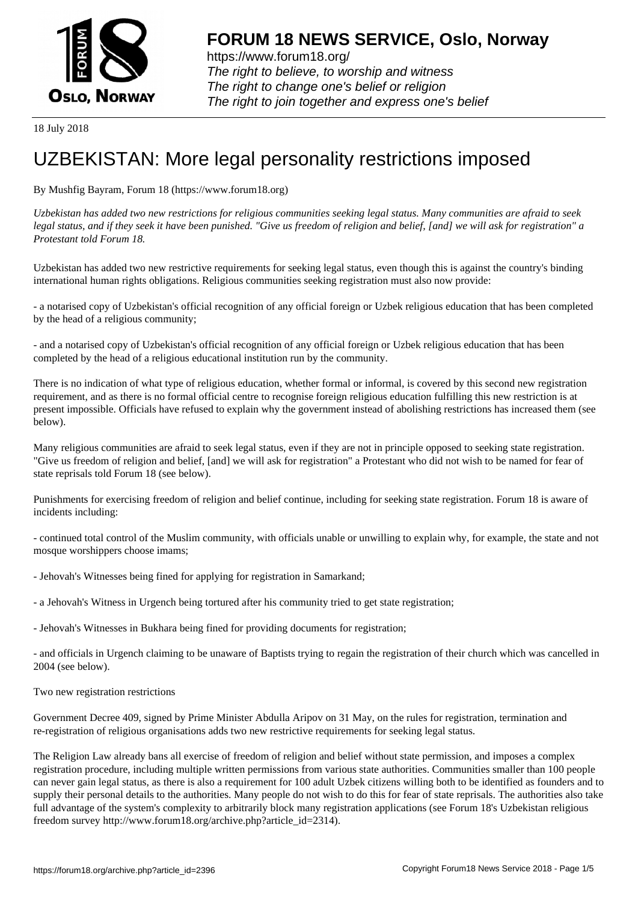# FORUM 18 NEWS SERVICE, Oslo, Norway

https://www.forum18.org/
*The right to believe, to worship and witness*
*The right to change one's belief or religion*
*The right to join together and express one's belief*

18 July 2018

# UZBEKISTAN: More legal personality restrictions imposed

By Mushfig Bayram, Forum 18 (https://www.forum18.org)

*Uzbekistan has added two new restrictions for religious communities seeking legal status. Many communities are afraid to seek legal status, and if they seek it have been punished. "Give us freedom of religion and belief, [and] we will ask for registration" a Protestant told Forum 18.*

Uzbekistan has added two new restrictive requirements for seeking legal status, even though this is against the country's binding international human rights obligations. Religious communities seeking registration must also now provide:

- a notarised copy of Uzbekistan's official recognition of any official foreign or Uzbek religious education that has been completed by the head of a religious community;

- and a notarised copy of Uzbekistan's official recognition of any official foreign or Uzbek religious education that has been completed by the head of a religious educational institution run by the community.

There is no indication of what type of religious education, whether formal or informal, is covered by this second new registration requirement, and as there is no formal official centre to recognise foreign religious education fulfilling this new restriction is at present impossible. Officials have refused to explain why the government instead of abolishing restrictions has increased them (see below).

Many religious communities are afraid to seek legal status, even if they are not in principle opposed to seeking state registration. "Give us freedom of religion and belief, [and] we will ask for registration" a Protestant who did not wish to be named for fear of state reprisals told Forum 18 (see below).

Punishments for exercising freedom of religion and belief continue, including for seeking state registration. Forum 18 is aware of incidents including:

- continued total control of the Muslim community, with officials unable or unwilling to explain why, for example, the state and not mosque worshippers choose imams;

- Jehovah's Witnesses being fined for applying for registration in Samarkand;

- a Jehovah's Witness in Urgench being tortured after his community tried to get state registration;

- Jehovah's Witnesses in Bukhara being fined for providing documents for registration;

- and officials in Urgench claiming to be unaware of Baptists trying to regain the registration of their church which was cancelled in 2004 (see below).

## Two new registration restrictions

Government Decree 409, signed by Prime Minister Abdulla Aripov on 31 May, on the rules for registration, termination and re-registration of religious organisations adds two new restrictive requirements for seeking legal status.

The Religion Law already bans all exercise of freedom of religion and belief without state permission, and imposes a complex registration procedure, including multiple written permissions from various state authorities. Communities smaller than 100 people can never gain legal status, as there is also a requirement for 100 adult Uzbek citizens willing both to be identified as founders and to supply their personal details to the authorities. Many people do not wish to do this for fear of state reprisals. The authorities also take full advantage of the system's complexity to arbitrarily block many registration applications (see Forum 18's Uzbekistan religious freedom survey http://www.forum18.org/archive.php?article_id=2314).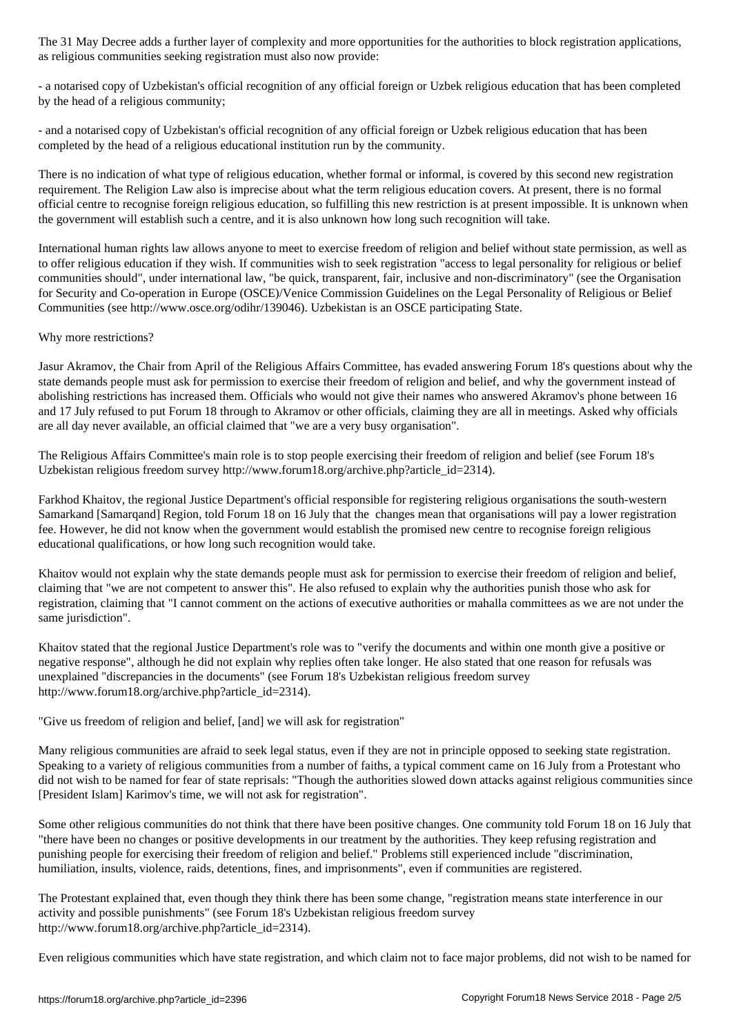The 31 May Decree adds a further layer of complexity and more opportunities for the authorities to block registration applications, as religious communities seeking registration must also now provide:

- a notarised copy of Uzbekistan's official recognition of any official foreign or Uzbek religious education that has been completed by the head of a religious community;

- and a notarised copy of Uzbekistan's official recognition of any official foreign or Uzbek religious education that has been completed by the head of a religious educational institution run by the community.

There is no indication of what type of religious education, whether formal or informal, is covered by this second new registration requirement. The Religion Law also is imprecise about what the term religious education covers. At present, there is no formal official centre to recognise foreign religious education, so fulfilling this new restriction is at present impossible. It is unknown when the government will establish such a centre, and it is also unknown how long such recognition will take.

International human rights law allows anyone to meet to exercise freedom of religion and belief without state permission, as well as to offer religious education if they wish. If communities wish to seek registration "access to legal personality for religious or belief communities should", under international law, "be quick, transparent, fair, inclusive and non-discriminatory" (see the Organisation for Security and Co-operation in Europe (OSCE)/Venice Commission Guidelines on the Legal Personality of Religious or Belief Communities (see http://www.osce.org/odihr/139046). Uzbekistan is an OSCE participating State.

Why more restrictions?

Jasur Akramov, the Chair from April of the Religious Affairs Committee, has evaded answering Forum 18's questions about why the state demands people must ask for permission to exercise their freedom of religion and belief, and why the government instead of abolishing restrictions has increased them. Officials who would not give their names who answered Akramov's phone between 16 and 17 July refused to put Forum 18 through to Akramov or other officials, claiming they are all in meetings. Asked why officials are all day never available, an official claimed that "we are a very busy organisation".

The Religious Affairs Committee's main role is to stop people exercising their freedom of religion and belief (see Forum 18's Uzbekistan religious freedom survey http://www.forum18.org/archive.php?article_id=2314).

Farkhod Khaitov, the regional Justice Department's official responsible for registering religious organisations the south-western Samarkand [Samarqand] Region, told Forum 18 on 16 July that the changes mean that organisations will pay a lower registration fee. However, he did not know when the government would establish the promised new centre to recognise foreign religious educational qualifications, or how long such recognition would take.

Khaitov would not explain why the state demands people must ask for permission to exercise their freedom of religion and belief, claiming that "we are not competent to answer this". He also refused to explain why the authorities punish those who ask for registration, claiming that "I cannot comment on the actions of executive authorities or mahalla committees as we are not under the same jurisdiction".

Khaitov stated that the regional Justice Department's role was to "verify the documents and within one month give a positive or negative response", although he did not explain why replies often take longer. He also stated that one reason for refusals was unexplained "discrepancies in the documents" (see Forum 18's Uzbekistan religious freedom survey http://www.forum18.org/archive.php?article_id=2314).

"Give us freedom of religion and belief, [and] we will ask for registration"

Many religious communities are afraid to seek legal status, even if they are not in principle opposed to seeking state registration. Speaking to a variety of religious communities from a number of faiths, a typical comment came on 16 July from a Protestant who did not wish to be named for fear of state reprisals: "Though the authorities slowed down attacks against religious communities since [President Islam] Karimov's time, we will not ask for registration".

Some other religious communities do not think that there have been positive changes. One community told Forum 18 on 16 July that "there have been no changes or positive developments in our treatment by the authorities. They keep refusing registration and punishing people for exercising their freedom of religion and belief." Problems still experienced include "discrimination, humiliation, insults, violence, raids, detentions, fines, and imprisonments", even if communities are registered.

The Protestant explained that, even though they think there has been some change, "registration means state interference in our activity and possible punishments" (see Forum 18's Uzbekistan religious freedom survey http://www.forum18.org/archive.php?article_id=2314).

Even religious communities which have state registration, and which claim not to face major problems, did not wish to be named for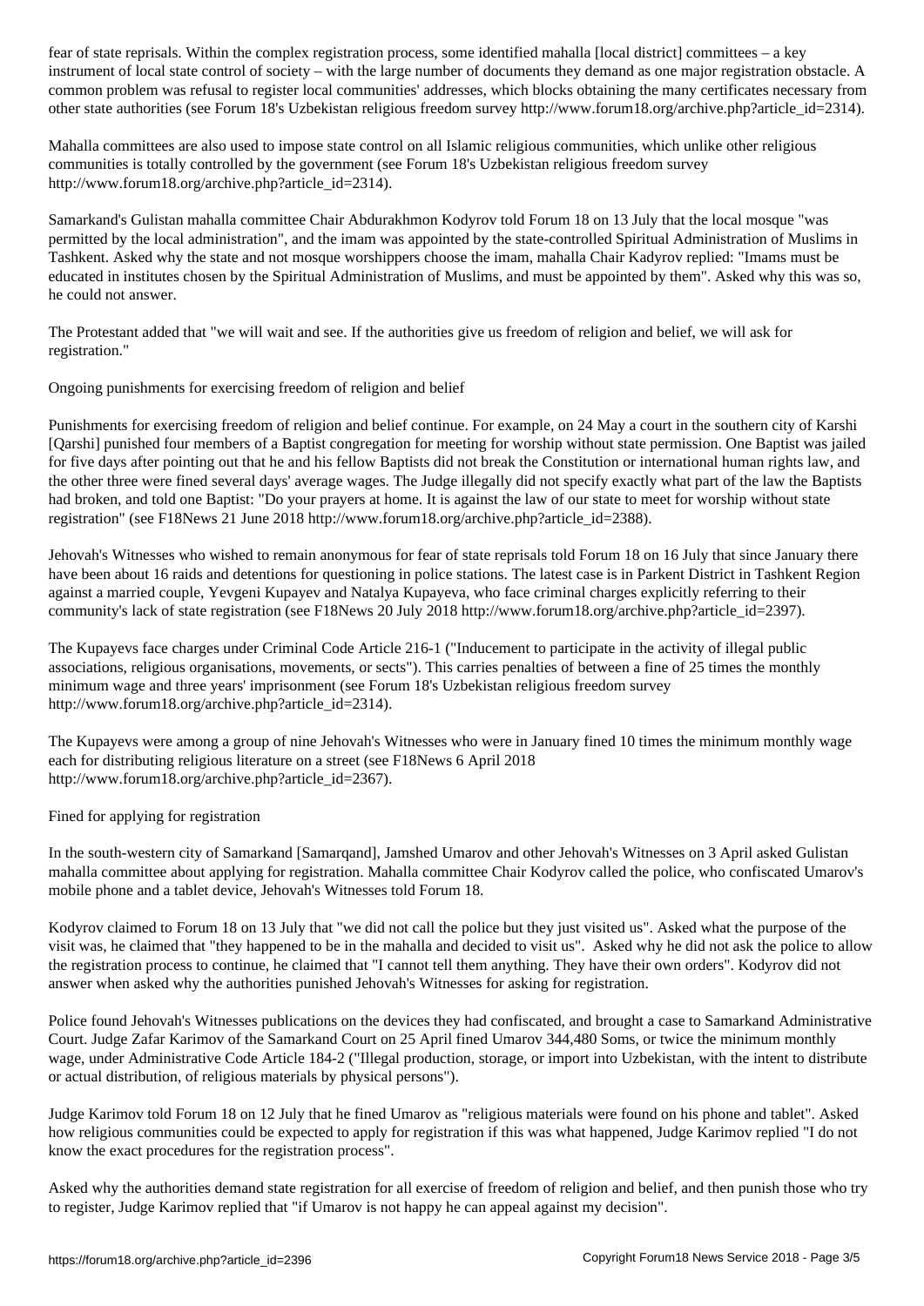fear of state reprisals. Within the complex registration process, some identified mahalla [local district] committees – a key instrument of local state control of society – with the large number of documents they demand as one major registration obstacle. A common problem was refusal to register local communities' addresses, which blocks obtaining the many certificates necessary from other state authorities (see Forum 18's Uzbekistan religious freedom survey http://www.forum18.org/archive.php?article_id=2314).

Mahalla committees are also used to impose state control on all Islamic religious communities, which unlike other religious communities is totally controlled by the government (see Forum 18's Uzbekistan religious freedom survey http://www.forum18.org/archive.php?article_id=2314).

Samarkand's Gulistan mahalla committee Chair Abdurakhmon Kodyrov told Forum 18 on 13 July that the local mosque "was permitted by the local administration", and the imam was appointed by the state-controlled Spiritual Administration of Muslims in Tashkent. Asked why the state and not mosque worshippers choose the imam, mahalla Chair Kadyrov replied: "Imams must be educated in institutes chosen by the Spiritual Administration of Muslims, and must be appointed by them". Asked why this was so, he could not answer.

The Protestant added that "we will wait and see. If the authorities give us freedom of religion and belief, we will ask for registration."

## Ongoing punishments for exercising freedom of religion and belief

Punishments for exercising freedom of religion and belief continue. For example, on 24 May a court in the southern city of Karshi [Qarshi] punished four members of a Baptist congregation for meeting for worship without state permission. One Baptist was jailed for five days after pointing out that he and his fellow Baptists did not break the Constitution or international human rights law, and the other three were fined several days' average wages. The Judge illegally did not specify exactly what part of the law the Baptists had broken, and told one Baptist: "Do your prayers at home. It is against the law of our state to meet for worship without state registration" (see F18News 21 June 2018 http://www.forum18.org/archive.php?article_id=2388).

Jehovah's Witnesses who wished to remain anonymous for fear of state reprisals told Forum 18 on 16 July that since January there have been about 16 raids and detentions for questioning in police stations. The latest case is in Parkent District in Tashkent Region against a married couple, Yevgeni Kupayev and Natalya Kupayeva, who face criminal charges explicitly referring to their community's lack of state registration (see F18News 20 July 2018 http://www.forum18.org/archive.php?article_id=2397).

The Kupayevs face charges under Criminal Code Article 216-1 ("Inducement to participate in the activity of illegal public associations, religious organisations, movements, or sects"). This carries penalties of between a fine of 25 times the monthly minimum wage and three years' imprisonment (see Forum 18's Uzbekistan religious freedom survey http://www.forum18.org/archive.php?article_id=2314).

The Kupayevs were among a group of nine Jehovah's Witnesses who were in January fined 10 times the minimum monthly wage each for distributing religious literature on a street (see F18News 6 April 2018 http://www.forum18.org/archive.php?article_id=2367).

## Fined for applying for registration

In the south-western city of Samarkand [Samarqand], Jamshed Umarov and other Jehovah's Witnesses on 3 April asked Gulistan mahalla committee about applying for registration. Mahalla committee Chair Kodyrov called the police, who confiscated Umarov's mobile phone and a tablet device, Jehovah's Witnesses told Forum 18.

Kodyrov claimed to Forum 18 on 13 July that "we did not call the police but they just visited us". Asked what the purpose of the visit was, he claimed that "they happened to be in the mahalla and decided to visit us". Asked why he did not ask the police to allow the registration process to continue, he claimed that "I cannot tell them anything. They have their own orders". Kodyrov did not answer when asked why the authorities punished Jehovah's Witnesses for asking for registration.

Police found Jehovah's Witnesses publications on the devices they had confiscated, and brought a case to Samarkand Administrative Court. Judge Zafar Karimov of the Samarkand Court on 25 April fined Umarov 344,480 Soms, or twice the minimum monthly wage, under Administrative Code Article 184-2 ("Illegal production, storage, or import into Uzbekistan, with the intent to distribute or actual distribution, of religious materials by physical persons").

Judge Karimov told Forum 18 on 12 July that he fined Umarov as "religious materials were found on his phone and tablet". Asked how religious communities could be expected to apply for registration if this was what happened, Judge Karimov replied "I do not know the exact procedures for the registration process".

Asked why the authorities demand state registration for all exercise of freedom of religion and belief, and then punish those who try to register, Judge Karimov replied that "if Umarov is not happy he can appeal against my decision".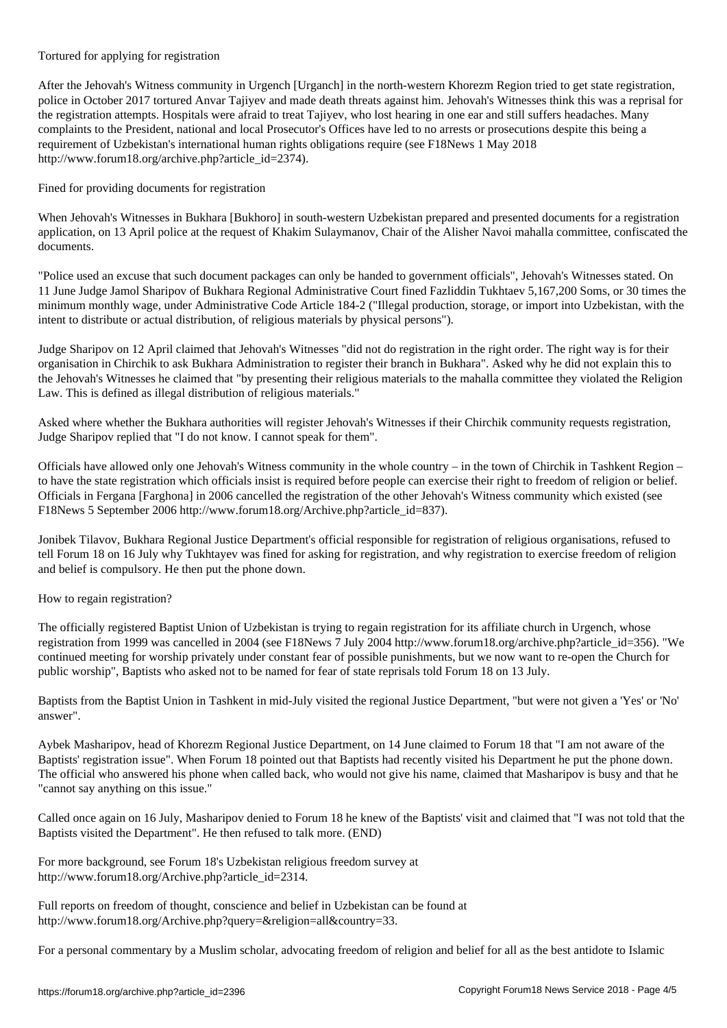## Tortured for applying for registration

After the Jehovah's Witness community in Urgench [Urganch] in the north-western Khorezm Region tried to get state registration, police in October 2017 tortured Anvar Tajiyev and made death threats against him. Jehovah's Witnesses think this was a reprisal for the registration attempts. Hospitals were afraid to treat Tajiyev, who lost hearing in one ear and still suffers headaches. Many complaints to the President, national and local Prosecutor's Offices have led to no arrests or prosecutions despite this being a requirement of Uzbekistan's international human rights obligations require (see F18News 1 May 2018 http://www.forum18.org/archive.php?article_id=2374).

## Fined for providing documents for registration

When Jehovah's Witnesses in Bukhara [Bukhoro] in south-western Uzbekistan prepared and presented documents for a registration application, on 13 April police at the request of Khakim Sulaymanov, Chair of the Alisher Navoi mahalla committee, confiscated the documents.

"Police used an excuse that such document packages can only be handed to government officials", Jehovah's Witnesses stated. On 11 June Judge Jamol Sharipov of Bukhara Regional Administrative Court fined Fazliddin Tukhtaev 5,167,200 Soms, or 30 times the minimum monthly wage, under Administrative Code Article 184-2 ("Illegal production, storage, or import into Uzbekistan, with the intent to distribute or actual distribution, of religious materials by physical persons").

Judge Sharipov on 12 April claimed that Jehovah's Witnesses "did not do registration in the right order. The right way is for their organisation in Chirchik to ask Bukhara Administration to register their branch in Bukhara". Asked why he did not explain this to the Jehovah's Witnesses he claimed that "by presenting their religious materials to the mahalla committee they violated the Religion Law. This is defined as illegal distribution of religious materials."

Asked where whether the Bukhara authorities will register Jehovah's Witnesses if their Chirchik community requests registration, Judge Sharipov replied that "I do not know. I cannot speak for them".

Officials have allowed only one Jehovah's Witness community in the whole country – in the town of Chirchik in Tashkent Region – to have the state registration which officials insist is required before people can exercise their right to freedom of religion or belief. Officials in Fergana [Farghona] in 2006 cancelled the registration of the other Jehovah's Witness community which existed (see F18News 5 September 2006 http://www.forum18.org/Archive.php?article_id=837).

Jonibek Tilavov, Bukhara Regional Justice Department's official responsible for registration of religious organisations, refused to tell Forum 18 on 16 July why Tukhtayev was fined for asking for registration, and why registration to exercise freedom of religion and belief is compulsory. He then put the phone down.

## How to regain registration?

The officially registered Baptist Union of Uzbekistan is trying to regain registration for its affiliate church in Urgench, whose registration from 1999 was cancelled in 2004 (see F18News 7 July 2004 http://www.forum18.org/archive.php?article_id=356). "We continued meeting for worship privately under constant fear of possible punishments, but we now want to re-open the Church for public worship", Baptists who asked not to be named for fear of state reprisals told Forum 18 on 13 July.

Baptists from the Baptist Union in Tashkent in mid-July visited the regional Justice Department, "but were not given a 'Yes' or 'No' answer".

Aybek Masharipov, head of Khorezm Regional Justice Department, on 14 June claimed to Forum 18 that "I am not aware of the Baptists' registration issue". When Forum 18 pointed out that Baptists had recently visited his Department he put the phone down. The official who answered his phone when called back, who would not give his name, claimed that Masharipov is busy and that he "cannot say anything on this issue."

Called once again on 16 July, Masharipov denied to Forum 18 he knew of the Baptists' visit and claimed that "I was not told that the Baptists visited the Department". He then refused to talk more. (END)

For more background, see Forum 18's Uzbekistan religious freedom survey at http://www.forum18.org/Archive.php?article_id=2314.

Full reports on freedom of thought, conscience and belief in Uzbekistan can be found at http://www.forum18.org/Archive.php?query=&religion=all&country=33.

For a personal commentary by a Muslim scholar, advocating freedom of religion and belief for all as the best antidote to Islamic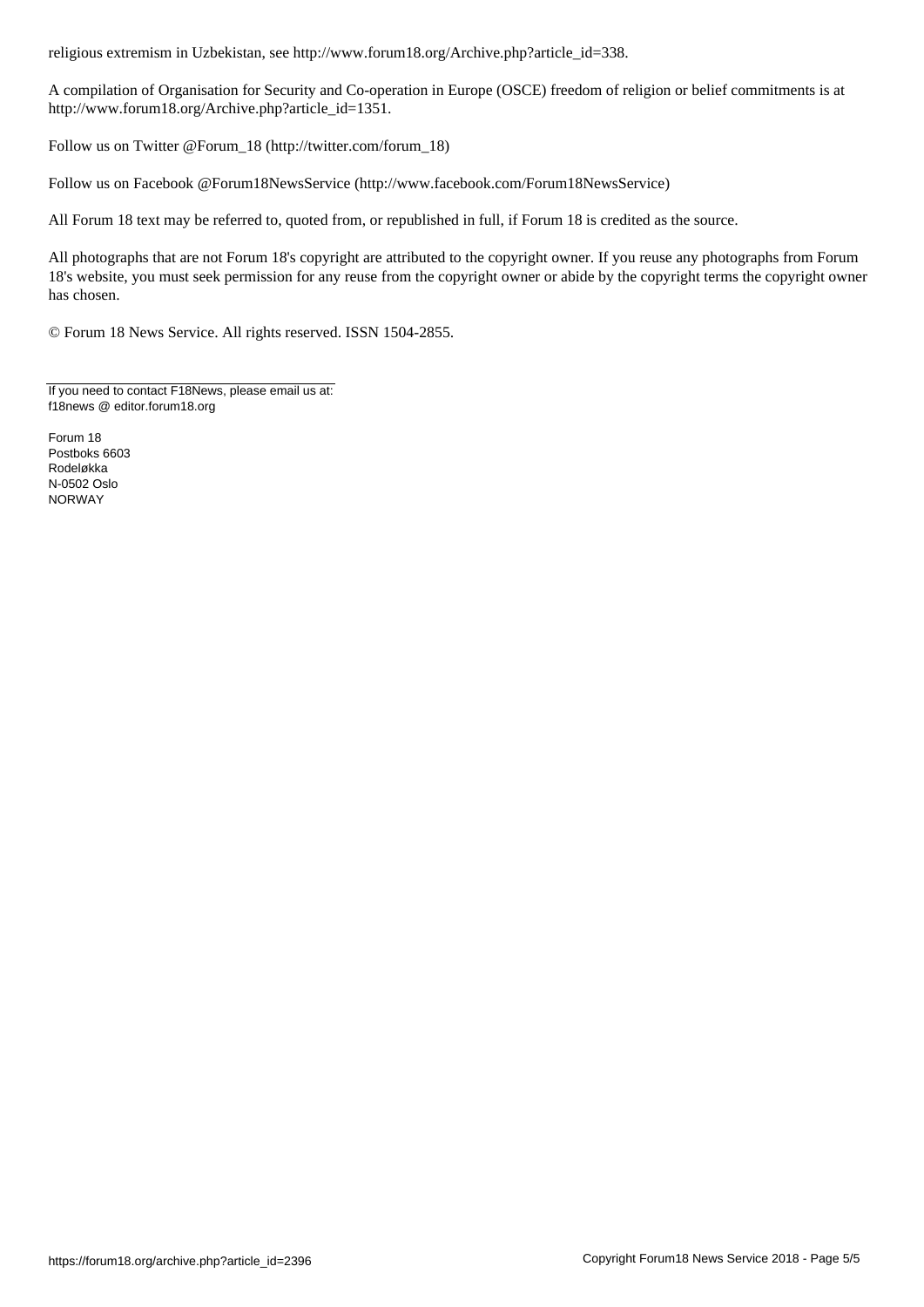religious extremism in Uzbekistan, see http://www.forum18.org/Archive.php?article_id=338.

A compilation of Organisation for Security and Co-operation in Europe (OSCE) freedom of religion or belief commitments is at http://www.forum18.org/Archive.php?article_id=1351.

Follow us on Twitter @Forum_18 (http://twitter.com/forum_18)

Follow us on Facebook @Forum18NewsService (http://www.facebook.com/Forum18NewsService)

All Forum 18 text may be referred to, quoted from, or republished in full, if Forum 18 is credited as the source.

All photographs that are not Forum 18's copyright are attributed to the copyright owner. If you reuse any photographs from Forum 18's website, you must seek permission for any reuse from the copyright owner or abide by the copyright terms the copyright owner has chosen.

© Forum 18 News Service. All rights reserved. ISSN 1504-2855.

If you need to contact F18News, please email us at:
f18news @ editor.forum18.org

Forum 18
Postboks 6603
Rodeløkka
N-0502 Oslo
NORWAY